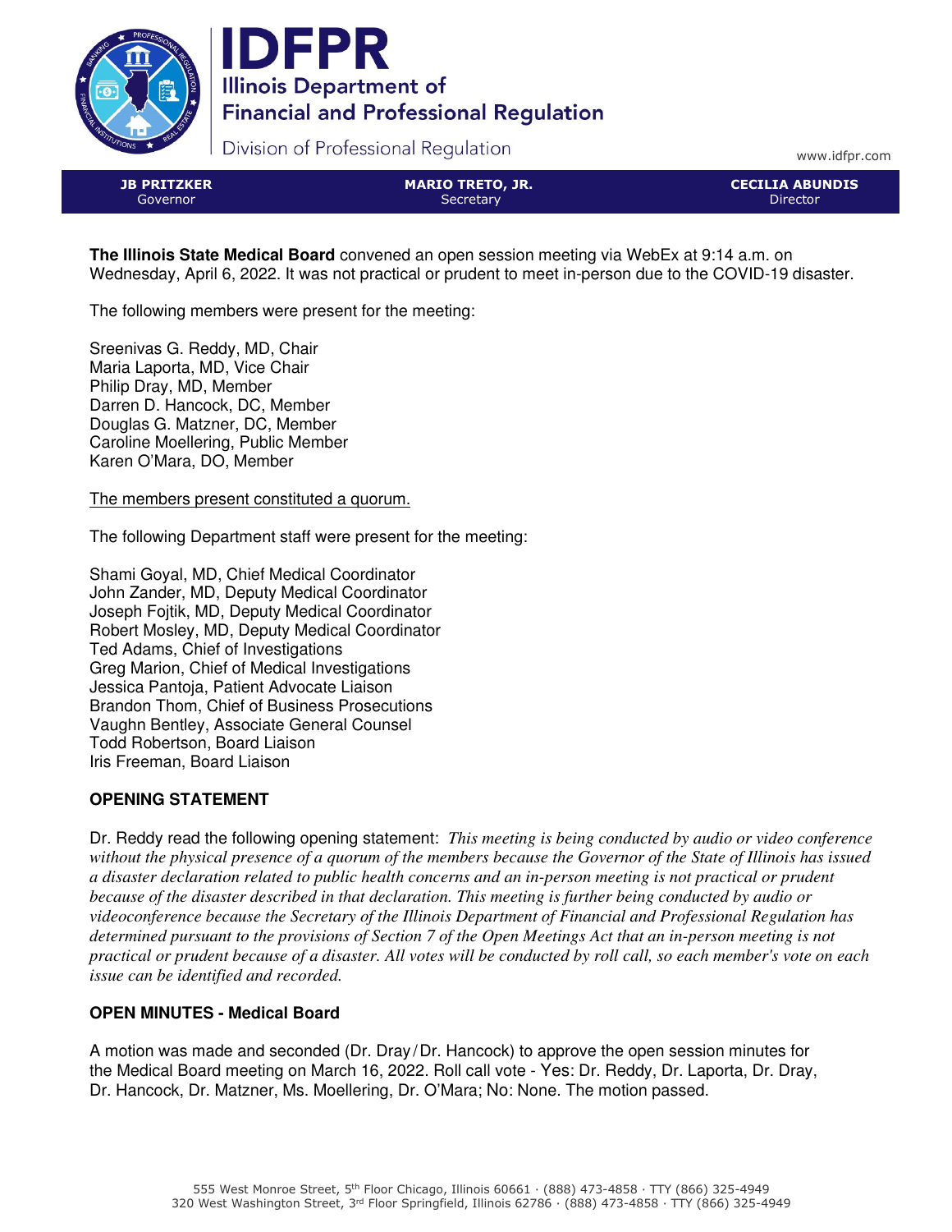**IDFPR**
**Illinois Department of Financial and Professional Regulation**
Division of Professional Regulation

www.idfpr.com

| JB PRITZKER Governor | MARIO TRETO, JR. Secretary | CECILIA ABUNDIS Director |
| --- | --- | --- |

**The Illinois State Medical Board** convened an open session meeting via WebEx at 9:14 a.m. on Wednesday, April 6, 2022. It was not practical or prudent to meet in-person due to the COVID-19 disaster.

The following members were present for the meeting:

Sreenivas G. Reddy, MD, Chair
Maria Laporta, MD, Vice Chair
Philip Dray, MD, Member
Darren D. Hancock, DC, Member
Douglas G. Matzner, DC, Member
Caroline Moellering, Public Member
Karen O'Mara, DO, Member

The members present constituted a quorum.

The following Department staff were present for the meeting:

Shami Goyal, MD, Chief Medical Coordinator
John Zander, MD, Deputy Medical Coordinator
Joseph Fojtik, MD, Deputy Medical Coordinator
Robert Mosley, MD, Deputy Medical Coordinator
Ted Adams, Chief of Investigations
Greg Marion, Chief of Medical Investigations
Jessica Pantoja, Patient Advocate Liaison
Brandon Thom, Chief of Business Prosecutions
Vaughn Bentley, Associate General Counsel
Todd Robertson, Board Liaison
Iris Freeman, Board Liaison

## OPENING STATEMENT

Dr. Reddy read the following opening statement: *This meeting is being conducted by audio or video conference without the physical presence of a quorum of the members because the Governor of the State of Illinois has issued a disaster declaration related to public health concerns and an in-person meeting is not practical or prudent because of the disaster described in that declaration. This meeting is further being conducted by audio or videoconference because the Secretary of the Illinois Department of Financial and Professional Regulation has determined pursuant to the provisions of Section 7 of the Open Meetings Act that an in-person meeting is not practical or prudent because of a disaster. All votes will be conducted by roll call, so each member's vote on each issue can be identified and recorded.*

## OPEN MINUTES - Medical Board

A motion was made and seconded (Dr. Dray/Dr. Hancock) to approve the open session minutes for the Medical Board meeting on March 16, 2022. Roll call vote - Yes: Dr. Reddy, Dr. Laporta, Dr. Dray, Dr. Hancock, Dr. Matzner, Ms. Moellering, Dr. O'Mara; No: None. The motion passed.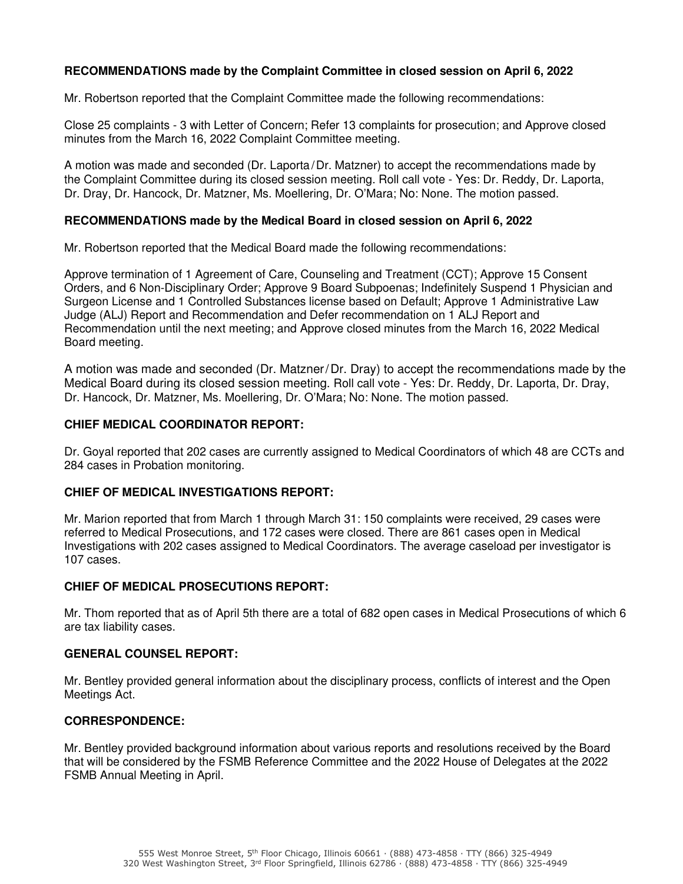**RECOMMENDATIONS made by the Complaint Committee in closed session on April 6, 2022**

Mr. Robertson reported that the Complaint Committee made the following recommendations:

Close 25 complaints - 3 with Letter of Concern; Refer 13 complaints for prosecution; and Approve closed minutes from the March 16, 2022 Complaint Committee meeting.

A motion was made and seconded (Dr. Laporta / Dr. Matzner) to accept the recommendations made by the Complaint Committee during its closed session meeting. Roll call vote - Yes: Dr. Reddy, Dr. Laporta, Dr. Dray, Dr. Hancock, Dr. Matzner, Ms. Moellering, Dr. O'Mara; No: None. The motion passed.

**RECOMMENDATIONS made by the Medical Board in closed session on April 6, 2022**

Mr. Robertson reported that the Medical Board made the following recommendations:

Approve termination of 1 Agreement of Care, Counseling and Treatment (CCT); Approve 15 Consent Orders, and 6 Non-Disciplinary Order; Approve 9 Board Subpoenas; Indefinitely Suspend 1 Physician and Surgeon License and 1 Controlled Substances license based on Default; Approve 1 Administrative Law Judge (ALJ) Report and Recommendation and Defer recommendation on 1 ALJ Report and Recommendation until the next meeting; and Approve closed minutes from the March 16, 2022 Medical Board meeting.

A motion was made and seconded (Dr. Matzner / Dr. Dray) to accept the recommendations made by the Medical Board during its closed session meeting. Roll call vote - Yes: Dr. Reddy, Dr. Laporta, Dr. Dray, Dr. Hancock, Dr. Matzner, Ms. Moellering, Dr. O'Mara; No: None. The motion passed.

**CHIEF MEDICAL COORDINATOR REPORT:**

Dr. Goyal reported that 202 cases are currently assigned to Medical Coordinators of which 48 are CCTs and 284 cases in Probation monitoring.

**CHIEF OF MEDICAL INVESTIGATIONS REPORT:**

Mr. Marion reported that from March 1 through March 31: 150 complaints were received, 29 cases were referred to Medical Prosecutions, and 172 cases were closed. There are 861 cases open in Medical Investigations with 202 cases assigned to Medical Coordinators. The average caseload per investigator is 107 cases.

**CHIEF OF MEDICAL PROSECUTIONS REPORT:**

Mr. Thom reported that as of April 5th there are a total of 682 open cases in Medical Prosecutions of which 6 are tax liability cases.

**GENERAL COUNSEL REPORT:**

Mr. Bentley provided general information about the disciplinary process, conflicts of interest and the Open Meetings Act.

**CORRESPONDENCE:**

Mr. Bentley provided background information about various reports and resolutions received by the Board that will be considered by the FSMB Reference Committee and the 2022 House of Delegates at the 2022 FSMB Annual Meeting in April.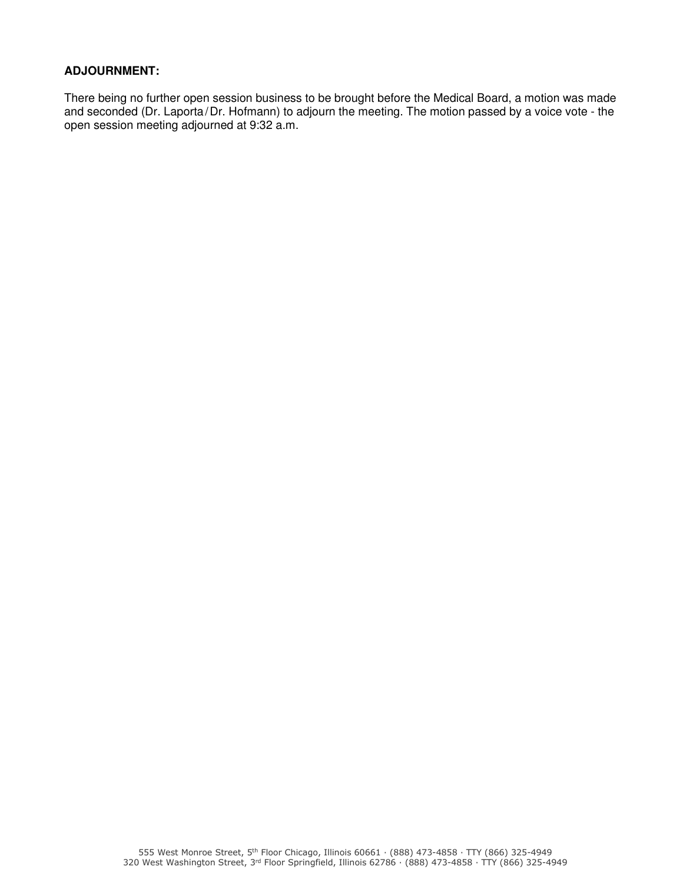**ADJOURNMENT:**

There being no further open session business to be brought before the Medical Board, a motion was made and seconded (Dr. Laporta / Dr. Hofmann) to adjourn the meeting. The motion passed by a voice vote - the open session meeting adjourned at 9:32 a.m.